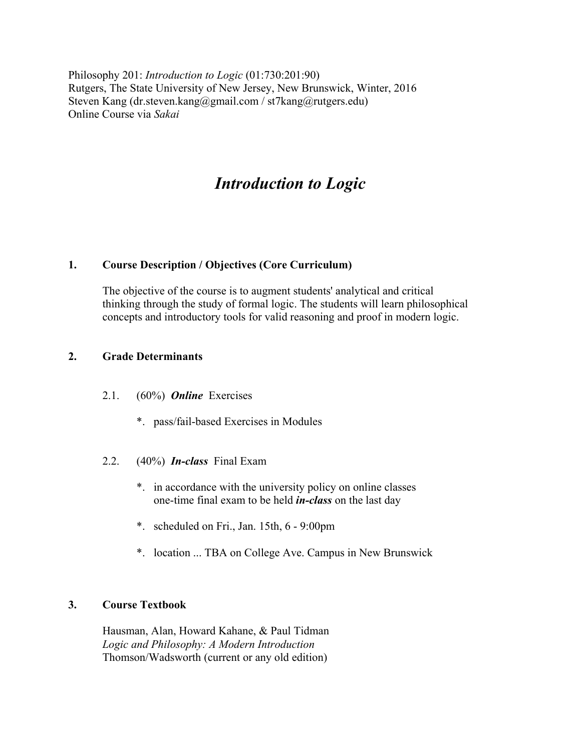Philosophy 201: *Introduction to Logic* (01:730:201:90)
Rutgers, The State University of New Jersey, New Brunswick, Winter, 2016
Steven Kang (dr.steven.kang@gmail.com / st7kang@rutgers.edu)
Online Course via *Sakai*

# *Introduction to Logic*

## 1. Course Description / Objectives (Core Curriculum)

The objective of the course is to augment students' analytical and critical thinking through the study of formal logic. The students will learn philosophical concepts and introductory tools for valid reasoning and proof in modern logic.

## 2. Grade Determinants

2.1. (60%) ***Online*** Exercises

*. pass/fail-based Exercises in Modules

2.2. (40%) ***In-class*** Final Exam

*. in accordance with the university policy on online classes one-time final exam to be held ***in-class*** on the last day

*. scheduled on Fri., Jan. 15th, 6 - 9:00pm

*. location ... TBA on College Ave. Campus in New Brunswick

## 3. Course Textbook

Hausman, Alan, Howard Kahane, & Paul Tidman
*Logic and Philosophy: A Modern Introduction*
Thomson/Wadsworth (current or any old edition)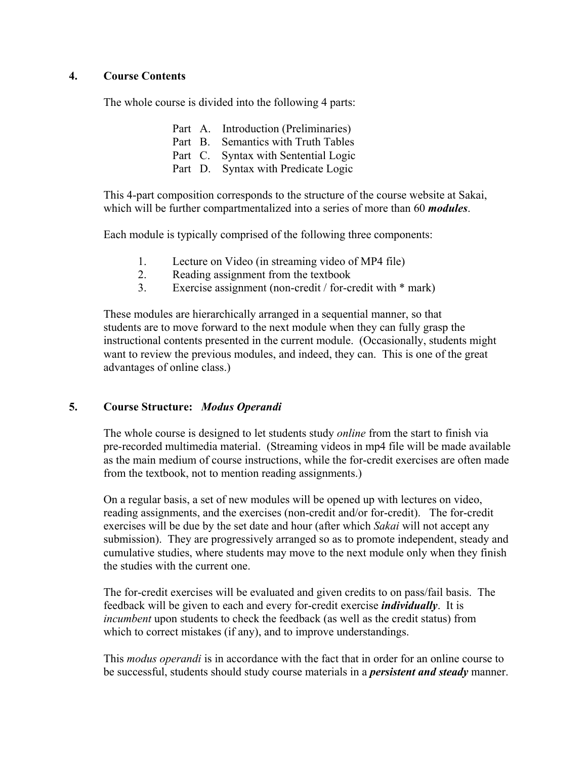## 4. Course Contents

The whole course is divided into the following 4 parts:

Part A. Introduction (Preliminaries)
Part B. Semantics with Truth Tables
Part C. Syntax with Sentential Logic
Part D. Syntax with Predicate Logic

This 4-part composition corresponds to the structure of the course website at Sakai, which will be further compartmentalized into a series of more than 60 ***modules***.

Each module is typically comprised of the following three components:

1. Lecture on Video (in streaming video of MP4 file)
2. Reading assignment from the textbook
3. Exercise assignment (non-credit / for-credit with * mark)

These modules are hierarchically arranged in a sequential manner, so that students are to move forward to the next module when they can fully grasp the instructional contents presented in the current module. (Occasionally, students might want to review the previous modules, and indeed, they can. This is one of the great advantages of online class.)

## 5. Course Structure: *Modus Operandi*

The whole course is designed to let students study *online* from the start to finish via pre-recorded multimedia material. (Streaming videos in mp4 file will be made available as the main medium of course instructions, while the for-credit exercises are often made from the textbook, not to mention reading assignments.)

On a regular basis, a set of new modules will be opened up with lectures on video, reading assignments, and the exercises (non-credit and/or for-credit). The for-credit exercises will be due by the set date and hour (after which *Sakai* will not accept any submission). They are progressively arranged so as to promote independent, steady and cumulative studies, where students may move to the next module only when they finish the studies with the current one.

The for-credit exercises will be evaluated and given credits to on pass/fail basis. The feedback will be given to each and every for-credit exercise ***individually***. It is *incumbent* upon students to check the feedback (as well as the credit status) from which to correct mistakes (if any), and to improve understandings.

This *modus operandi* is in accordance with the fact that in order for an online course to be successful, students should study course materials in a ***persistent and steady*** manner.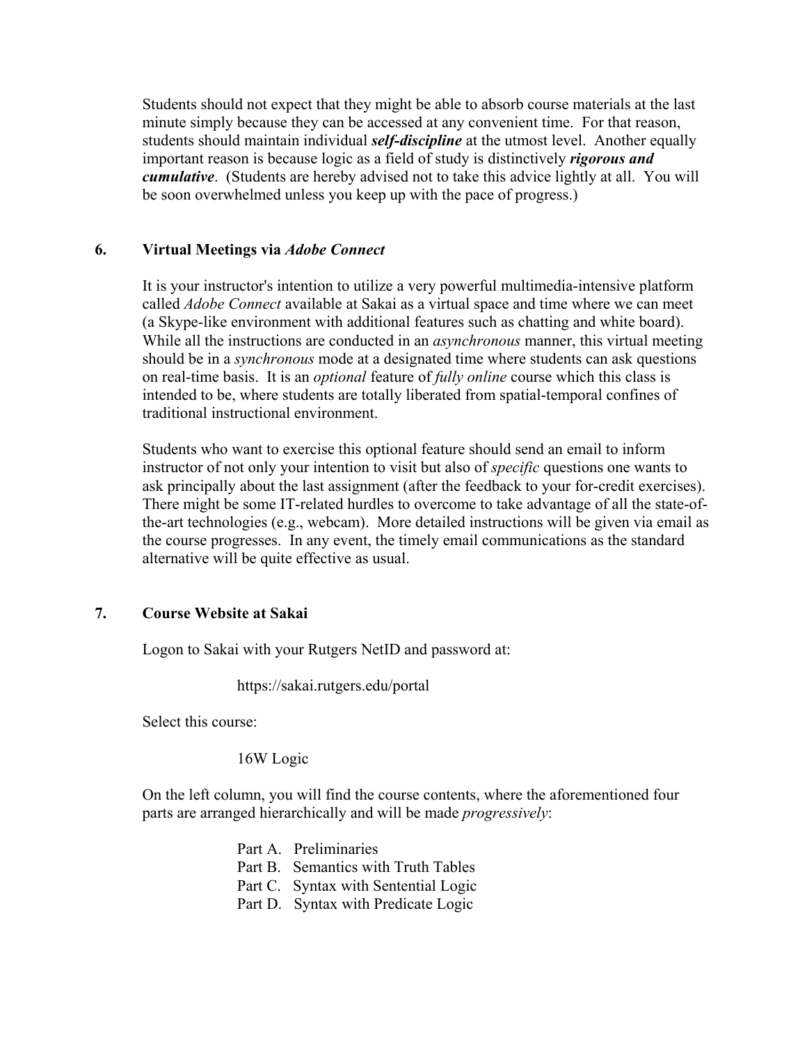Students should not expect that they might be able to absorb course materials at the last minute simply because they can be accessed at any convenient time. For that reason, students should maintain individual ***self-discipline*** at the utmost level. Another equally important reason is because logic as a field of study is distinctively ***rigorous and cumulative***. (Students are hereby advised not to take this advice lightly at all. You will be soon overwhelmed unless you keep up with the pace of progress.)

## 6. Virtual Meetings via *Adobe Connect*

It is your instructor's intention to utilize a very powerful multimedia-intensive platform called *Adobe Connect* available at Sakai as a virtual space and time where we can meet (a Skype-like environment with additional features such as chatting and white board). While all the instructions are conducted in an *asynchronous* manner, this virtual meeting should be in a *synchronous* mode at a designated time where students can ask questions on real-time basis. It is an *optional* feature of *fully online* course which this class is intended to be, where students are totally liberated from spatial-temporal confines of traditional instructional environment.

Students who want to exercise this optional feature should send an email to inform instructor of not only your intention to visit but also of *specific* questions one wants to ask principally about the last assignment (after the feedback to your for-credit exercises). There might be some IT-related hurdles to overcome to take advantage of all the state-of-the-art technologies (e.g., webcam). More detailed instructions will be given via email as the course progresses. In any event, the timely email communications as the standard alternative will be quite effective as usual.

## 7. Course Website at Sakai

Logon to Sakai with your Rutgers NetID and password at:

https://sakai.rutgers.edu/portal

Select this course:

16W Logic

On the left column, you will find the course contents, where the aforementioned four parts are arranged hierarchically and will be made *progressively*:

Part A. Preliminaries
Part B. Semantics with Truth Tables
Part C. Syntax with Sentential Logic
Part D. Syntax with Predicate Logic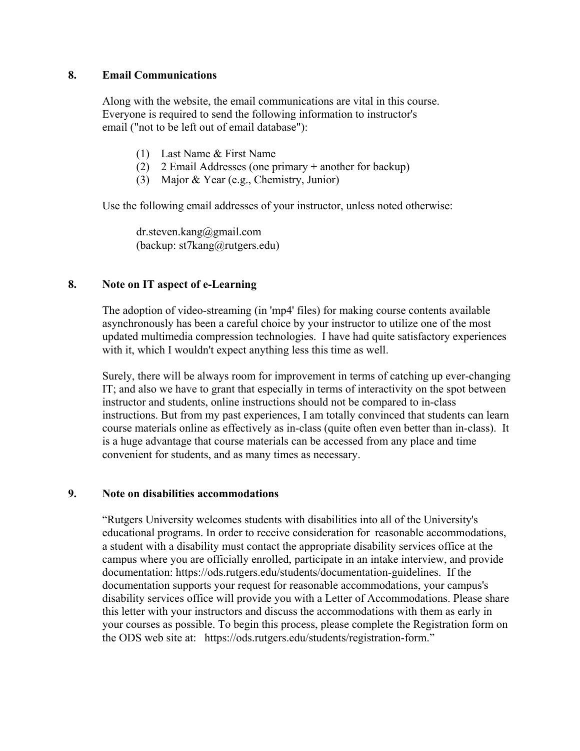## 8. Email Communications

Along with the website, the email communications are vital in this course. Everyone is required to send the following information to instructor's email ("not to be left out of email database"):

(1) Last Name & First Name
(2) 2 Email Addresses (one primary + another for backup)
(3) Major & Year (e.g., Chemistry, Junior)

Use the following email addresses of your instructor, unless noted otherwise:

dr.steven.kang@gmail.com
(backup: st7kang@rutgers.edu)

## 8. Note on IT aspect of e-Learning

The adoption of video-streaming (in 'mp4' files) for making course contents available asynchronously has been a careful choice by your instructor to utilize one of the most updated multimedia compression technologies. I have had quite satisfactory experiences with it, which I wouldn't expect anything less this time as well.

Surely, there will be always room for improvement in terms of catching up ever-changing IT; and also we have to grant that especially in terms of interactivity on the spot between instructor and students, online instructions should not be compared to in-class instructions. But from my past experiences, I am totally convinced that students can learn course materials online as effectively as in-class (quite often even better than in-class). It is a huge advantage that course materials can be accessed from any place and time convenient for students, and as many times as necessary.

## 9. Note on disabilities accommodations

"Rutgers University welcomes students with disabilities into all of the University's educational programs. In order to receive consideration for reasonable accommodations, a student with a disability must contact the appropriate disability services office at the campus where you are officially enrolled, participate in an intake interview, and provide documentation: https://ods.rutgers.edu/students/documentation-guidelines. If the documentation supports your request for reasonable accommodations, your campus's disability services office will provide you with a Letter of Accommodations. Please share this letter with your instructors and discuss the accommodations with them as early in your courses as possible. To begin this process, please complete the Registration form on the ODS web site at: https://ods.rutgers.edu/students/registration-form."